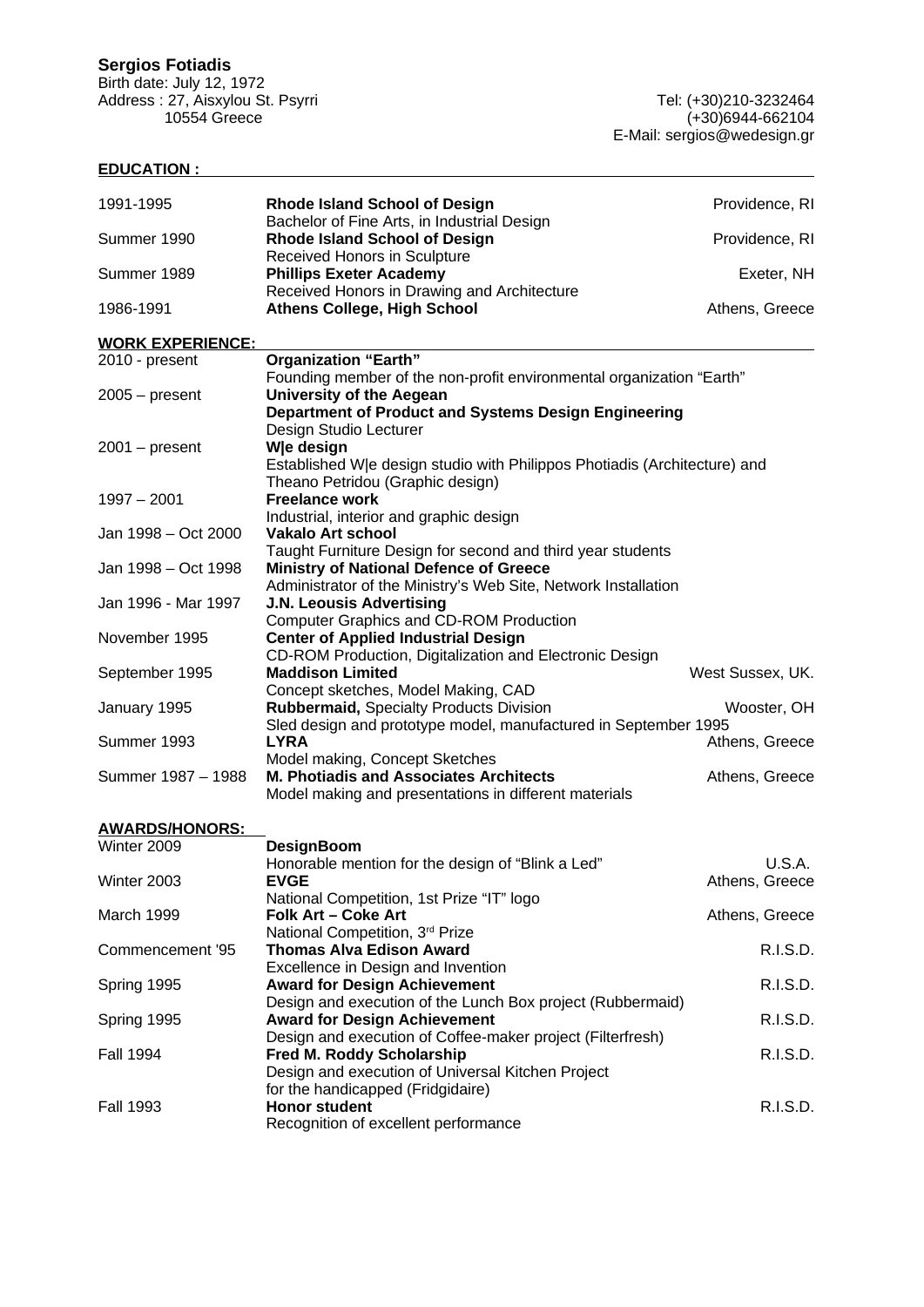# Sergios Fotiadis

Birth date: July 12, 1972
Address : 27, Aisxylou St. Psyrri
10554 Greece

Tel: (+30)210-3232464
(+30)6944-662104
E-Mail: sergios@wedesign.gr

## EDUCATION :

| | | |
|---|---|---|
| 1991-1995 | **Rhode Island School of Design**<br>Bachelor of Fine Arts, in Industrial Design | Providence, RI |
| Summer 1990 | **Rhode Island School of Design**<br>Received Honors in Sculpture | Providence, RI |
| Summer 1989 | **Phillips Exeter Academy**<br>Received Honors in Drawing and Architecture | Exeter, NH |
| 1986-1991 | **Athens College, High School** | Athens, Greece |

## WORK EXPERIENCE:

| | | |
|---|---|---|
| 2010 - present | **Organization "Earth"**<br>Founding member of the non-profit environmental organization "Earth" | |
| 2005 – present | **University of the Aegean**<br>**Department of Product and Systems Design Engineering**<br>Design Studio Lecturer | |
| 2001 – present | **W\|e design**<br>Established W\|e design studio with Philippos Photiadis (Architecture) and Theano Petridou (Graphic design) | |
| 1997 – 2001 | **Freelance work**<br>Industrial, interior and graphic design | |
| Jan 1998 – Oct 2000 | **Vakalo Art school**<br>Taught Furniture Design for second and third year students | |
| Jan 1998 – Oct 1998 | **Ministry of National Defence of Greece**<br>Administrator of the Ministry's Web Site, Network Installation | |
| Jan 1996 - Mar 1997 | **J.N. Leousis Advertising**<br>Computer Graphics and CD-ROM Production | |
| November 1995 | **Center of Applied Industrial Design**<br>CD-ROM Production, Digitalization and Electronic Design | |
| September 1995 | **Maddison Limited**<br>Concept sketches, Model Making, CAD | West Sussex, UK. |
| January 1995 | **Rubbermaid,** Specialty Products Division<br>Sled design and prototype model, manufactured in September 1995 | Wooster, OH |
| Summer 1993 | **LYRA**<br>Model making, Concept Sketches | Athens, Greece |
| Summer 1987 – 1988 | **M. Photiadis and Associates Architects**<br>Model making and presentations in different materials | Athens, Greece |

## AWARDS/HONORS:

| | | |
|---|---|---|
| Winter 2009 | **DesignBoom**<br>Honorable mention for the design of "Blink a Led" | U.S.A. |
| Winter 2003 | **EVGE**<br>National Competition, 1st Prize "IT" logo | Athens, Greece |
| March 1999 | **Folk Art – Coke Art**<br>National Competition, 3rd Prize | Athens, Greece |
| Commencement '95 | **Thomas Alva Edison Award**<br>Excellence in Design and Invention | R.I.S.D. |
| Spring 1995 | **Award for Design Achievement**<br>Design and execution of the Lunch Box project (Rubbermaid) | R.I.S.D. |
| Spring 1995 | **Award for Design Achievement**<br>Design and execution of Coffee-maker project (Filterfresh) | R.I.S.D. |
| Fall 1994 | **Fred M. Roddy Scholarship**<br>Design and execution of Universal Kitchen Project for the handicapped (Fridgidaire) | R.I.S.D. |
| Fall 1993 | **Honor student**<br>Recognition of excellent performance | R.I.S.D. |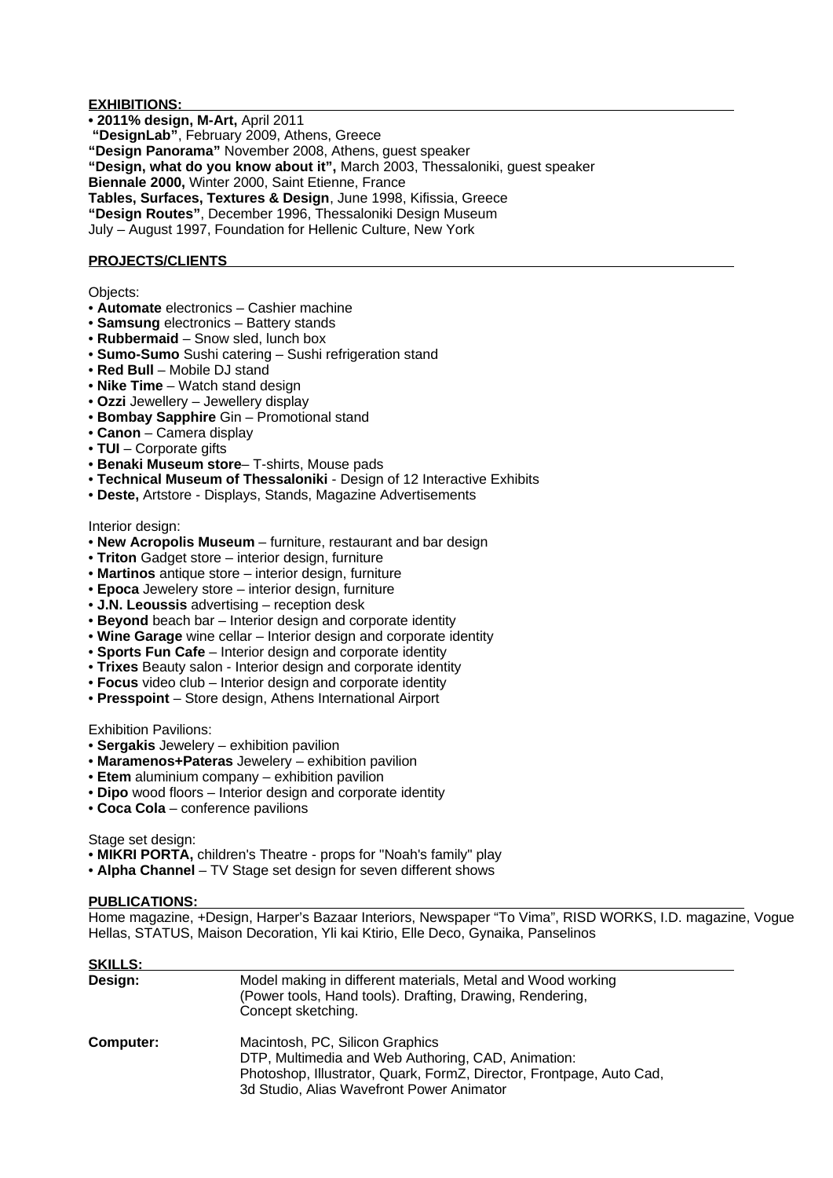**EXHIBITIONS:**

• **2011% design, M-Art,** April 2011
**"DesignLab"**, February 2009, Athens, Greece
**"Design Panorama"** November 2008, Athens, guest speaker
**"Design, what do you know about it",** March 2003, Thessaloniki, guest speaker
**Biennale 2000,** Winter 2000, Saint Etienne, France
**Tables, Surfaces, Textures & Design**, June 1998, Kifissia, Greece
**"Design Routes"**, December 1996, Thessaloniki Design Museum
July – August 1997, Foundation for Hellenic Culture, New York

**PROJECTS/CLIENTS**

Objects:

- **Automate** electronics – Cashier machine
- **Samsung** electronics – Battery stands
- **Rubbermaid** – Snow sled, lunch box
- **Sumo-Sumo** Sushi catering – Sushi refrigeration stand
- **Red Bull** – Mobile DJ stand
- **Nike Time** – Watch stand design
- **Ozzi** Jewellery – Jewellery display
- **Bombay Sapphire** Gin – Promotional stand
- **Canon** – Camera display
- **TUI** – Corporate gifts
- **Benaki Museum store**– T-shirts, Mouse pads
- **Technical Museum of Thessaloniki** - Design of 12 Interactive Exhibits
- **Deste,** Artstore - Displays, Stands, Magazine Advertisements

Interior design:

- **New Acropolis Museum** – furniture, restaurant and bar design
- **Triton** Gadget store – interior design, furniture
- **Martinos** antique store – interior design, furniture
- **Epoca** Jewelery store – interior design, furniture
- **J.N. Leoussis** advertising – reception desk
- **Beyond** beach bar – Interior design and corporate identity
- **Wine Garage** wine cellar – Interior design and corporate identity
- **Sports Fun Cafe** – Interior design and corporate identity
- **Trixes** Beauty salon - Interior design and corporate identity
- **Focus** video club – Interior design and corporate identity
- **Presspoint** – Store design, Athens International Airport

Exhibition Pavilions:

- **Sergakis** Jewelery – exhibition pavilion
- **Maramenos+Pateras** Jewelery – exhibition pavilion
- **Etem** aluminium company – exhibition pavilion
- **Dipo** wood floors – Interior design and corporate identity
- **Coca Cola** – conference pavilions

Stage set design:

- **MIKRI PORTA,** children's Theatre - props for "Noah's family" play
- **Alpha Channel** – TV Stage set design for seven different shows

**PUBLICATIONS:**

Home magazine, +Design, Harper's Bazaar Interiors, Newspaper "To Vima", RISD WORKS, I.D. magazine, Vogue Hellas, STATUS, Maison Decoration, Yli kai Ktirio, Elle Deco, Gynaika, Panselinos

**SKILLS:**

| | |
|---|---|
| **Design:** | Model making in different materials, Metal and Wood working (Power tools, Hand tools). Drafting, Drawing, Rendering, Concept sketching. |
| **Computer:** | Macintosh, PC, Silicon Graphics<br>DTP, Multimedia and Web Authoring, CAD, Animation:<br>Photoshop, Illustrator, Quark, FormZ, Director, Frontpage, Auto Cad, 3d Studio, Alias Wavefront Power Animator |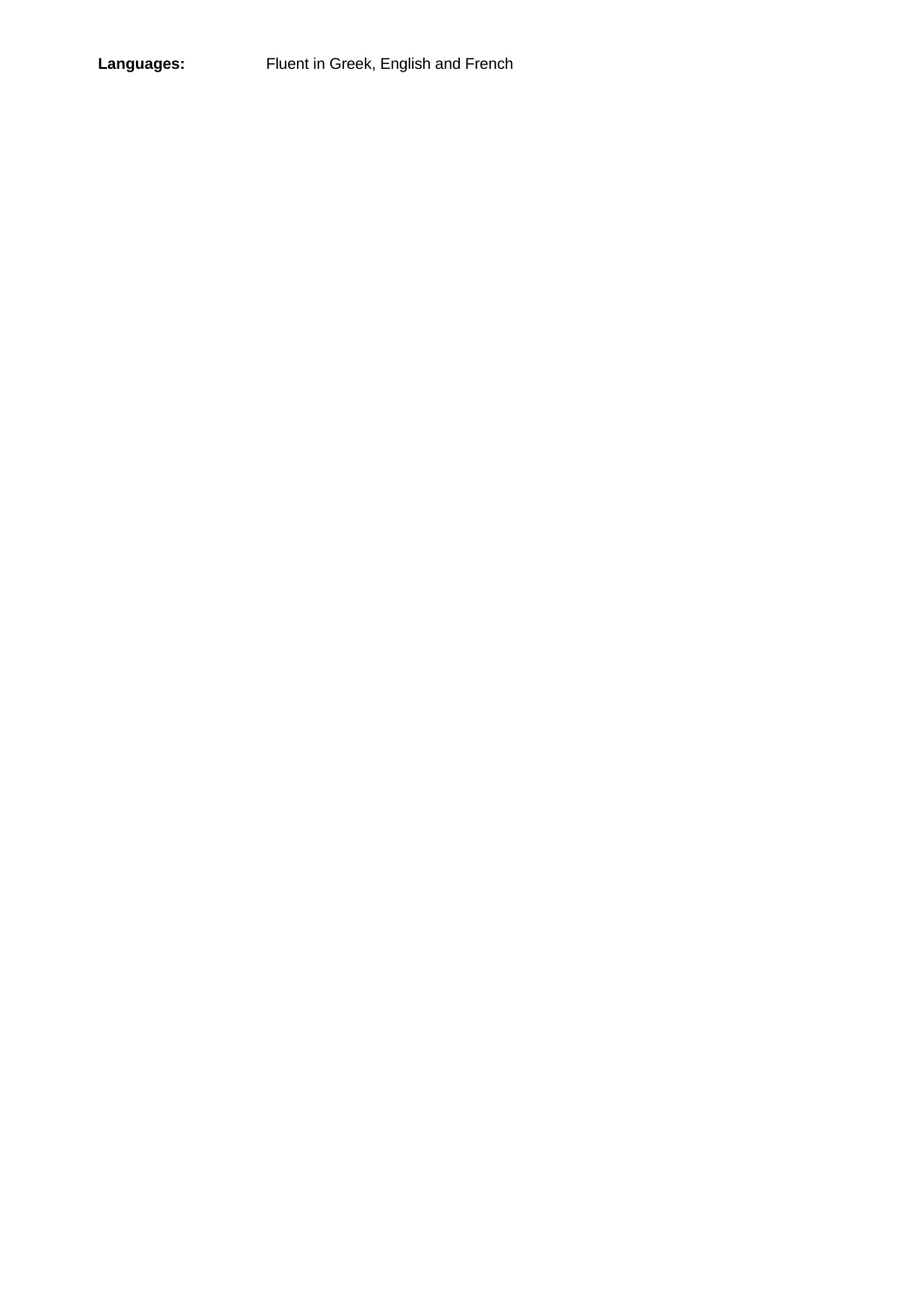**Languages:** Fluent in Greek, English and French